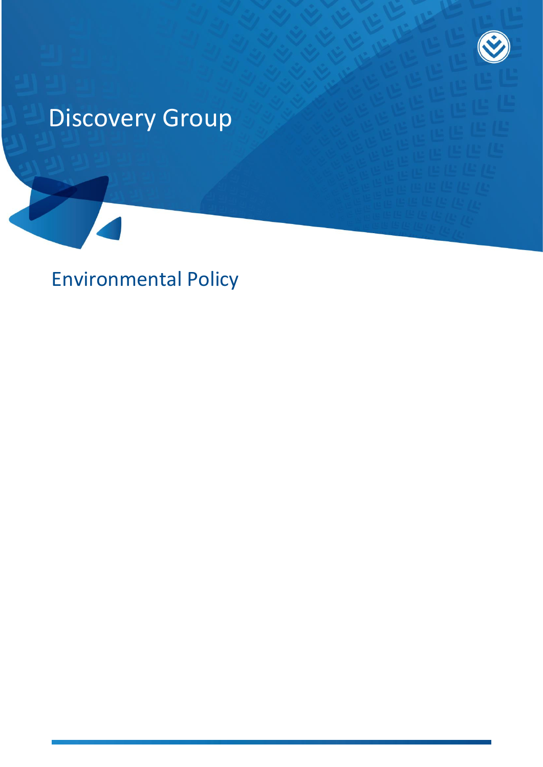# Discovery Group

## Environmental Policy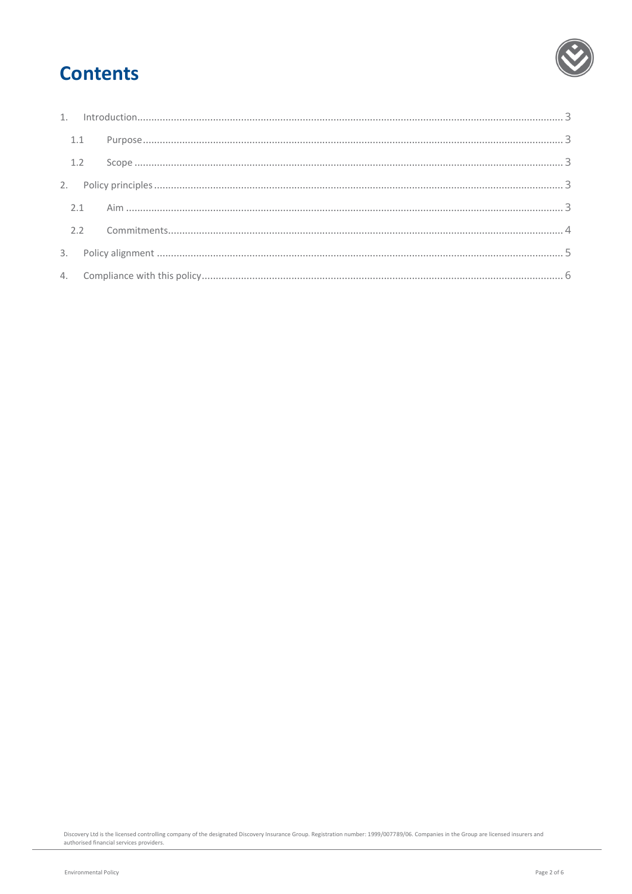# Contents

1. Introduction ........ 3
   - 1.1 Purpose ........ 3
   - 1.2 Scope ........ 3
2. Policy principles ........ 3
   - 2.1 Aim ........ 3
   - 2.2 Commitments ........ 4
3. Policy alignment ........ 5
4. Compliance with this policy ........ 6

Discovery Ltd is the licensed controlling company of the designated Discovery Insurance Group. Registration number: 1999/007789/06. Companies in the Group are licensed insurers and authorised financial services providers.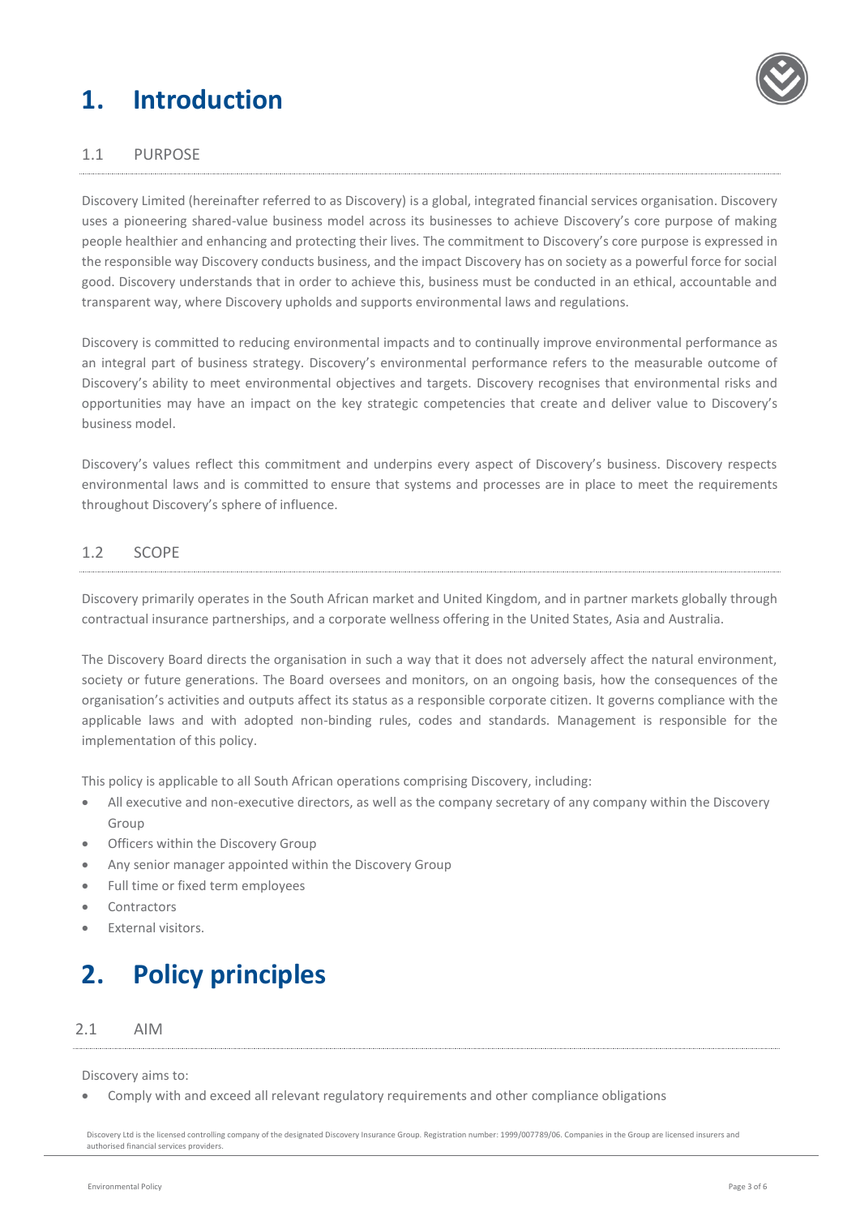# 1. Introduction

## 1.1 PURPOSE

Discovery Limited (hereinafter referred to as Discovery) is a global, integrated financial services organisation. Discovery uses a pioneering shared-value business model across its businesses to achieve Discovery's core purpose of making people healthier and enhancing and protecting their lives. The commitment to Discovery's core purpose is expressed in the responsible way Discovery conducts business, and the impact Discovery has on society as a powerful force for social good. Discovery understands that in order to achieve this, business must be conducted in an ethical, accountable and transparent way, where Discovery upholds and supports environmental laws and regulations.

Discovery is committed to reducing environmental impacts and to continually improve environmental performance as an integral part of business strategy. Discovery's environmental performance refers to the measurable outcome of Discovery's ability to meet environmental objectives and targets. Discovery recognises that environmental risks and opportunities may have an impact on the key strategic competencies that create and deliver value to Discovery's business model.

Discovery's values reflect this commitment and underpins every aspect of Discovery's business. Discovery respects environmental laws and is committed to ensure that systems and processes are in place to meet the requirements throughout Discovery's sphere of influence.

## 1.2 SCOPE

Discovery primarily operates in the South African market and United Kingdom, and in partner markets globally through contractual insurance partnerships, and a corporate wellness offering in the United States, Asia and Australia.

The Discovery Board directs the organisation in such a way that it does not adversely affect the natural environment, society or future generations. The Board oversees and monitors, on an ongoing basis, how the consequences of the organisation's activities and outputs affect its status as a responsible corporate citizen. It governs compliance with the applicable laws and with adopted non-binding rules, codes and standards. Management is responsible for the implementation of this policy.

This policy is applicable to all South African operations comprising Discovery, including:

- All executive and non-executive directors, as well as the company secretary of any company within the Discovery Group
- Officers within the Discovery Group
- Any senior manager appointed within the Discovery Group
- Full time or fixed term employees
- Contractors
- External visitors.

# 2. Policy principles

## 2.1 AIM

Discovery aims to:

- Comply with and exceed all relevant regulatory requirements and other compliance obligations

Discovery Ltd is the licensed controlling company of the designated Discovery Insurance Group. Registration number: 1999/007789/06. Companies in the Group are licensed insurers and authorised financial services providers.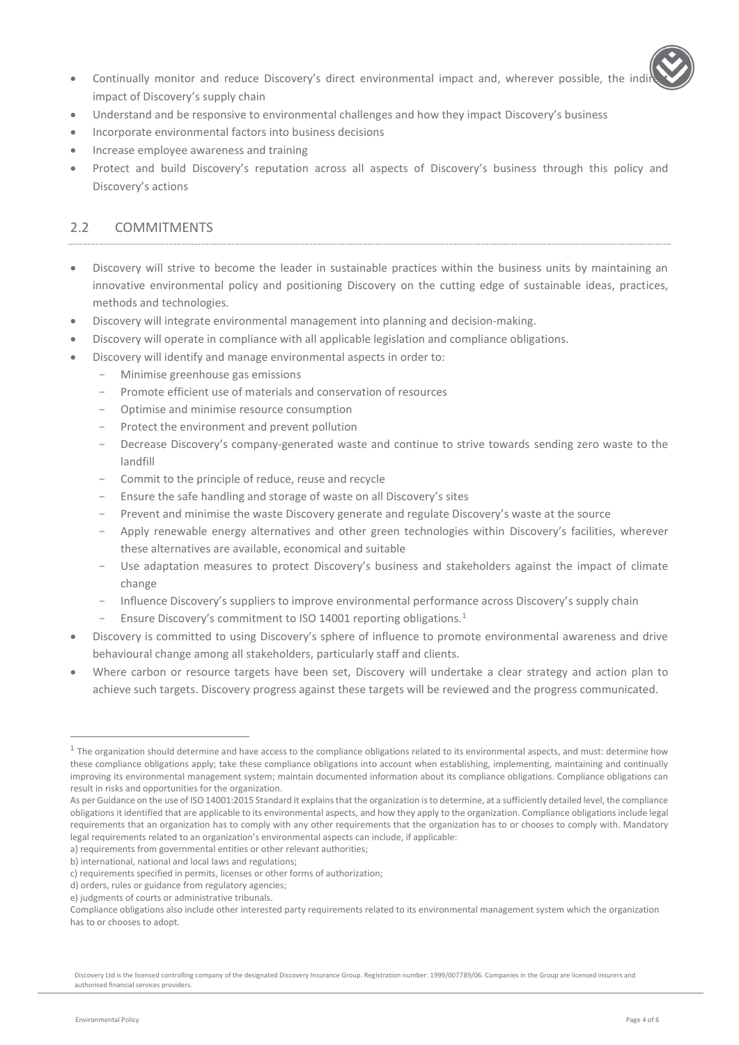- Continually monitor and reduce Discovery's direct environmental impact and, wherever possible, the indirect impact of Discovery's supply chain
- Understand and be responsive to environmental challenges and how they impact Discovery's business
- Incorporate environmental factors into business decisions
- Increase employee awareness and training
- Protect and build Discovery's reputation across all aspects of Discovery's business through this policy and Discovery's actions

## 2.2 COMMITMENTS

- Discovery will strive to become the leader in sustainable practices within the business units by maintaining an innovative environmental policy and positioning Discovery on the cutting edge of sustainable ideas, practices, methods and technologies.
- Discovery will integrate environmental management into planning and decision-making.
- Discovery will operate in compliance with all applicable legislation and compliance obligations.
- Discovery will identify and manage environmental aspects in order to:
  - Minimise greenhouse gas emissions
  - Promote efficient use of materials and conservation of resources
  - Optimise and minimise resource consumption
  - Protect the environment and prevent pollution
  - Decrease Discovery's company-generated waste and continue to strive towards sending zero waste to the landfill
  - Commit to the principle of reduce, reuse and recycle
  - Ensure the safe handling and storage of waste on all Discovery's sites
  - Prevent and minimise the waste Discovery generate and regulate Discovery's waste at the source
  - Apply renewable energy alternatives and other green technologies within Discovery's facilities, wherever these alternatives are available, economical and suitable
  - Use adaptation measures to protect Discovery's business and stakeholders against the impact of climate change
  - Influence Discovery's suppliers to improve environmental performance across Discovery's supply chain
  - Ensure Discovery's commitment to ISO 14001 reporting obligations.[1]
- Discovery is committed to using Discovery's sphere of influence to promote environmental awareness and drive behavioural change among all stakeholders, particularly staff and clients.
- Where carbon or resource targets have been set, Discovery will undertake a clear strategy and action plan to achieve such targets. Discovery progress against these targets will be reviewed and the progress communicated.

---

[1] The organization should determine and have access to the compliance obligations related to its environmental aspects, and must: determine how these compliance obligations apply; take these compliance obligations into account when establishing, implementing, maintaining and continually improving its environmental management system; maintain documented information about its compliance obligations. Compliance obligations can result in risks and opportunities for the organization.

As per Guidance on the use of ISO 14001:2015 Standard it explains that the organization is to determine, at a sufficiently detailed level, the compliance obligations it identified that are applicable to its environmental aspects, and how they apply to the organization. Compliance obligations include legal requirements that an organization has to comply with any other requirements that the organization has to or chooses to comply with. Mandatory legal requirements related to an organization's environmental aspects can include, if applicable:

a) requirements from governmental entities or other relevant authorities;
b) international, national and local laws and regulations;
c) requirements specified in permits, licenses or other forms of authorization;
d) orders, rules or guidance from regulatory agencies;
e) judgments of courts or administrative tribunals.

Compliance obligations also include other interested party requirements related to its environmental management system which the organization has to or chooses to adopt.

Discovery Ltd is the licensed controlling company of the designated Discovery Insurance Group. Registration number: 1999/007789/06. Companies in the Group are licensed insurers and authorised financial services providers.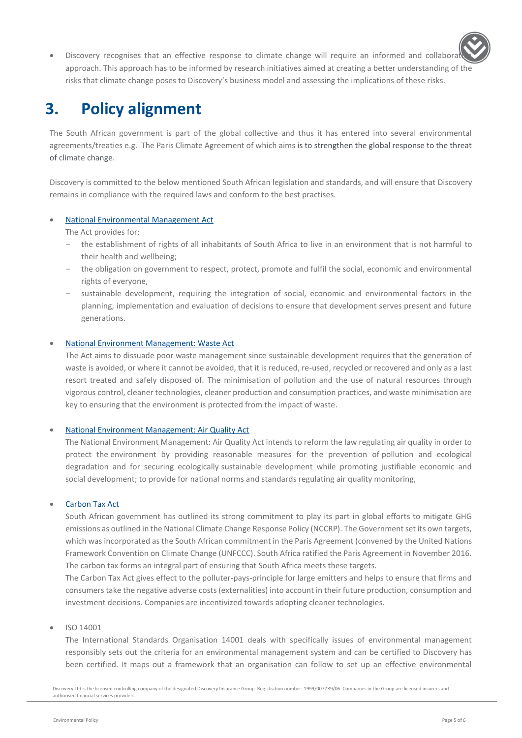- Discovery recognises that an effective response to climate change will require an informed and collaborative approach. This approach has to be informed by research initiatives aimed at creating a better understanding of the risks that climate change poses to Discovery's business model and assessing the implications of these risks.

# 3. Policy alignment

The South African government is part of the global collective and thus it has entered into several environmental agreements/treaties e.g. The Paris Climate Agreement of which aims is to strengthen the global response to the threat of climate change.

Discovery is committed to the below mentioned South African legislation and standards, and will ensure that Discovery remains in compliance with the required laws and conform to the best practises.

- National Environmental Management Act

  The Act provides for:
  - the establishment of rights of all inhabitants of South Africa to live in an environment that is not harmful to their health and wellbeing;
  - the obligation on government to respect, protect, promote and fulfil the social, economic and environmental rights of everyone,
  - sustainable development, requiring the integration of social, economic and environmental factors in the planning, implementation and evaluation of decisions to ensure that development serves present and future generations.

- National Environment Management: Waste Act

  The Act aims to dissuade poor waste management since sustainable development requires that the generation of waste is avoided, or where it cannot be avoided, that it is reduced, re-used, recycled or recovered and only as a last resort treated and safely disposed of. The minimisation of pollution and the use of natural resources through vigorous control, cleaner technologies, cleaner production and consumption practices, and waste minimisation are key to ensuring that the environment is protected from the impact of waste.

- National Environment Management: Air Quality Act

  The National Environment Management: Air Quality Act intends to reform the law regulating air quality in order to protect the environment by providing reasonable measures for the prevention of pollution and ecological degradation and for securing ecologically sustainable development while promoting justifiable economic and social development; to provide for national norms and standards regulating air quality monitoring,

- Carbon Tax Act

  South African government has outlined its strong commitment to play its part in global efforts to mitigate GHG emissions as outlined in the National Climate Change Response Policy (NCCRP). The Government set its own targets, which was incorporated as the South African commitment in the Paris Agreement (convened by the United Nations Framework Convention on Climate Change (UNFCCC). South Africa ratified the Paris Agreement in November 2016. The carbon tax forms an integral part of ensuring that South Africa meets these targets.

  The Carbon Tax Act gives effect to the polluter-pays-principle for large emitters and helps to ensure that firms and consumers take the negative adverse costs (externalities) into account in their future production, consumption and investment decisions. Companies are incentivized towards adopting cleaner technologies.

- ISO 14001

  The International Standards Organisation 14001 deals with specifically issues of environmental management responsibly sets out the criteria for an environmental management system and can be certified to Discovery has been certified. It maps out a framework that an organisation can follow to set up an effective environmental

Discovery Ltd is the licensed controlling company of the designated Discovery Insurance Group. Registration number: 1999/007789/06. Companies in the Group are licensed insurers and authorised financial services providers.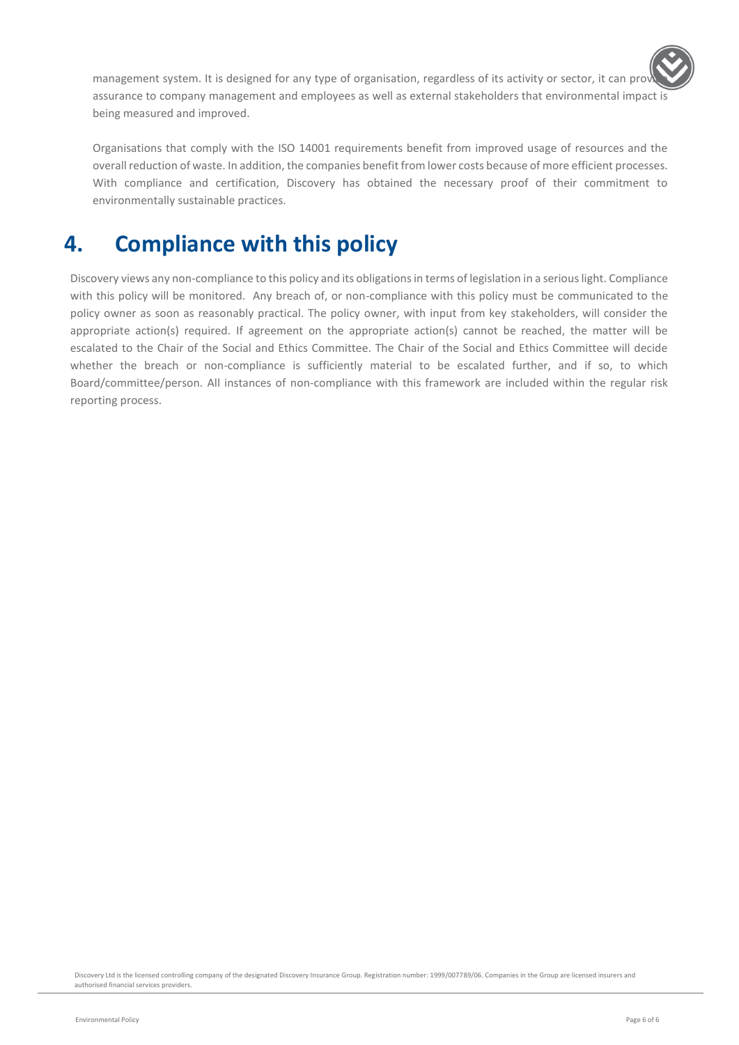management system. It is designed for any type of organisation, regardless of its activity or sector, it can provide assurance to company management and employees as well as external stakeholders that environmental impact is being measured and improved.

Organisations that comply with the ISO 14001 requirements benefit from improved usage of resources and the overall reduction of waste. In addition, the companies benefit from lower costs because of more efficient processes. With compliance and certification, Discovery has obtained the necessary proof of their commitment to environmentally sustainable practices.

# 4. Compliance with this policy

Discovery views any non-compliance to this policy and its obligations in terms of legislation in a serious light. Compliance with this policy will be monitored. Any breach of, or non-compliance with this policy must be communicated to the policy owner as soon as reasonably practical. The policy owner, with input from key stakeholders, will consider the appropriate action(s) required. If agreement on the appropriate action(s) cannot be reached, the matter will be escalated to the Chair of the Social and Ethics Committee. The Chair of the Social and Ethics Committee will decide whether the breach or non-compliance is sufficiently material to be escalated further, and if so, to which Board/committee/person. All instances of non-compliance with this framework are included within the regular risk reporting process.

Discovery Ltd is the licensed controlling company of the designated Discovery Insurance Group. Registration number: 1999/007789/06. Companies in the Group are licensed insurers and authorised financial services providers.